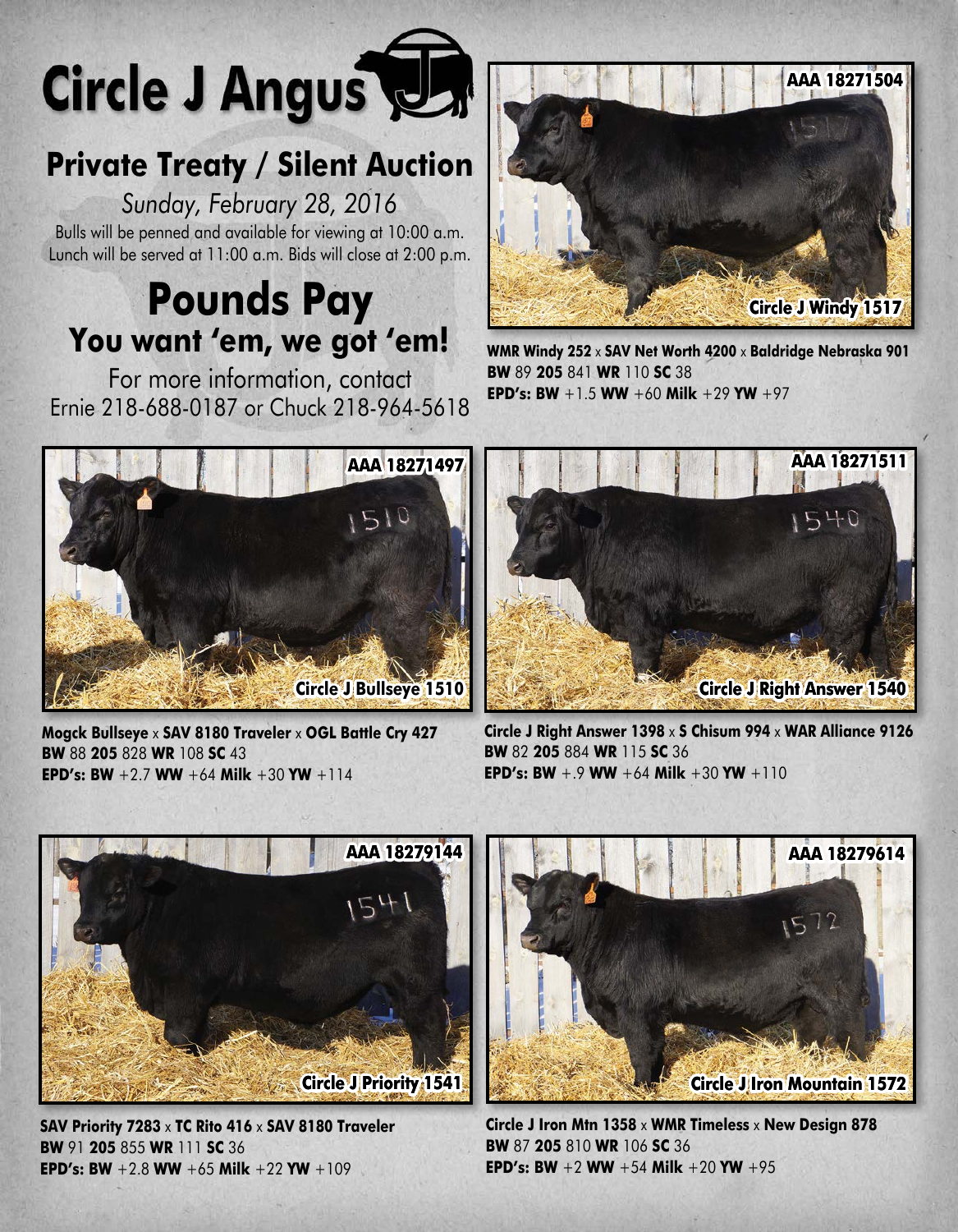# Circle J Angus

## Private Treaty / Silent Auction

*Sunday, February 28, 2016*

Bulls will be penned and available for viewing at 10:00 a.m.
Lunch will be served at 11:00 a.m. Bids will close at 2:00 p.m.

## Pounds Pay

### You want 'em, we got 'em!

For more information, contact
Ernie 218-688-0187 or Chuck 218-964-5618

---

**AAA 18271504**

**Circle J Windy 1517**

**WMR Windy 252** x **SAV Net Worth 4200** x **Baldridge Nebraska 901**
**BW** 89 **205** 841 **WR** 110 **SC** 38
**EPD's: BW** +1.5 **WW** +60 **Milk** +29 **YW** +97

---

**AAA 18271497**

**Circle J Bullseye 1510**

**Mogck Bullseye** x **SAV 8180 Traveler** x **OGL Battle Cry 427**
**BW** 88 **205** 828 **WR** 108 **SC** 43
**EPD's: BW** +2.7 **WW** +64 **Milk** +30 **YW** +114

---

**AAA 18271511**

**Circle J Right Answer 1540**

**Circle J Right Answer 1398** x **S Chisum 994** x **WAR Alliance 9126**
**BW** 82 **205** 884 **WR** 115 **SC** 36
**EPD's: BW** +.9 **WW** +64 **Milk** +30 **YW** +110

---

**AAA 18279144**

**Circle J Priority 1541**

**SAV Priority 7283** x **TC Rito 416** x **SAV 8180 Traveler**
**BW** 91 **205** 855 **WR** 111 **SC** 36
**EPD's: BW** +2.8 **WW** +65 **Milk** +22 **YW** +109

---

**AAA 18279614**

**Circle J Iron Mountain 1572**

**Circle J Iron Mtn 1358** x **WMR Timeless** x **New Design 878**
**BW** 87 **205** 810 **WR** 106 **SC** 36
**EPD's: BW** +2 **WW** +54 **Milk** +20 **YW** +95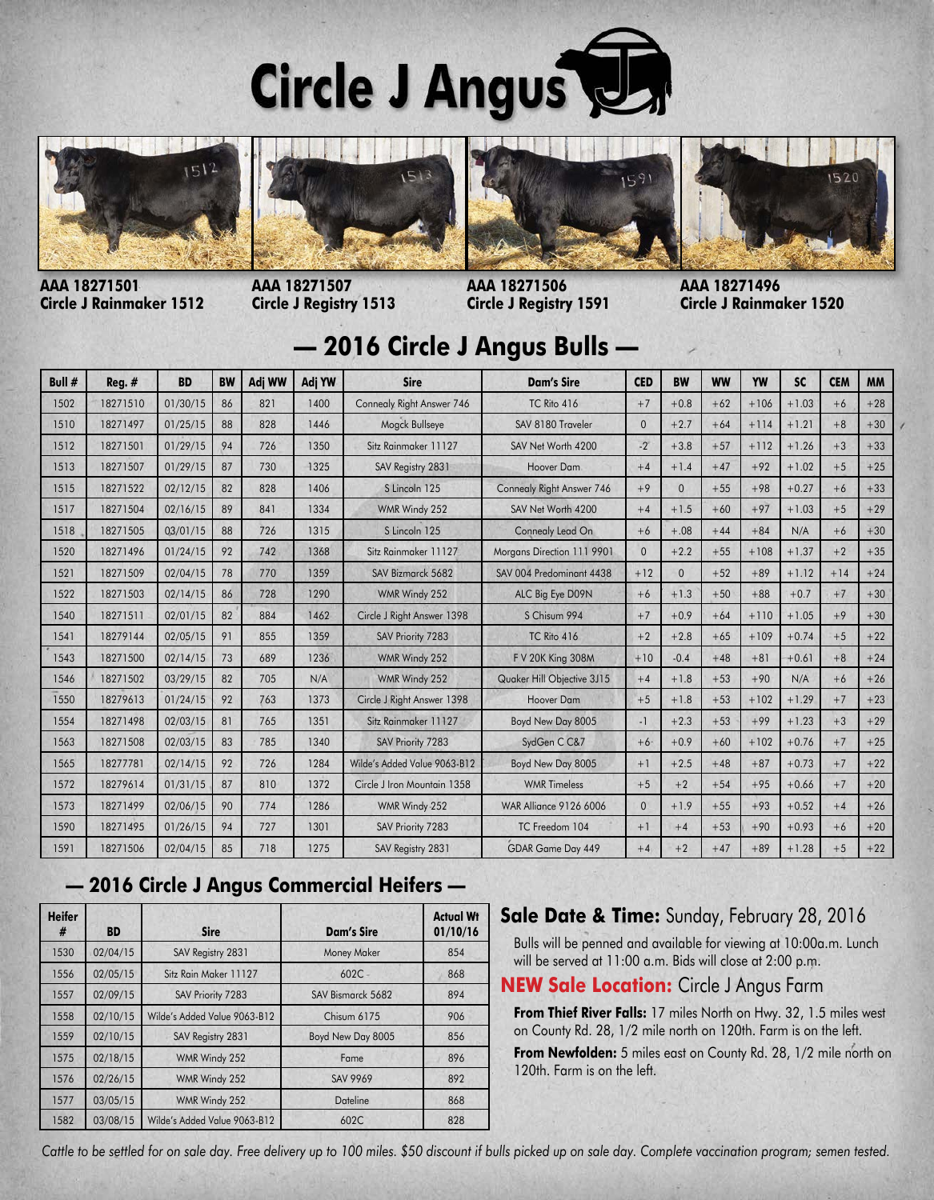# Circle J Angus

**AAA 18271501**
**Circle J Rainmaker 1512**

**AAA 18271507**
**Circle J Registry 1513**

**AAA 18271506**
**Circle J Registry 1591**

**AAA 18271496**
**Circle J Rainmaker 1520**

## — 2016 Circle J Angus Bulls —

| Bull # | Reg. # | BD | BW | Adj WW | Adj YW | Sire | Dam's Sire | CED | BW | WW | YW | SC | CEM | MM |
|---|---|---|---|---|---|---|---|---|---|---|---|---|---|---|
| 1502 | 18271510 | 01/30/15 | 86 | 821 | 1400 | Connealy Right Answer 746 | TC Rito 416 | +7 | +0.8 | +62 | +106 | +1.03 | +6 | +28 |
| 1510 | 18271497 | 01/25/15 | 88 | 828 | 1446 | Mogck Bullseye | SAV 8180 Traveler | 0 | +2.7 | +64 | +114 | +1.21 | +8 | +30 |
| 1512 | 18271501 | 01/29/15 | 94 | 726 | 1350 | Sitz Rainmaker 11127 | SAV Net Worth 4200 | -2 | +3.8 | +57 | +112 | +1.26 | +3 | +33 |
| 1513 | 18271507 | 01/29/15 | 87 | 730 | 1325 | SAV Registry 2831 | Hoover Dam | +4 | +1.4 | +47 | +92 | +1.02 | +5 | +25 |
| 1515 | 18271522 | 02/12/15 | 82 | 828 | 1406 | S Lincoln 125 | Connealy Right Answer 746 | +9 | 0 | +55 | +98 | +0.27 | +6 | +33 |
| 1517 | 18271504 | 02/16/15 | 89 | 841 | 1334 | WMR Windy 252 | SAV Net Worth 4200 | +4 | +1.5 | +60 | +97 | +1.03 | +5 | +29 |
| 1518 | 18271505 | 03/01/15 | 88 | 726 | 1315 | S Lincoln 125 | Connealy Lead On | +6 | +.08 | +44 | +84 | N/A | +6 | +30 |
| 1520 | 18271496 | 01/24/15 | 92 | 742 | 1368 | Sitz Rainmaker 11127 | Morgans Direction 111 9901 | 0 | +2.2 | +55 | +108 | +1.37 | +2 | +35 |
| 1521 | 18271509 | 02/04/15 | 78 | 770 | 1359 | SAV Bizmarck 5682 | SAV 004 Predominant 4438 | +12 | 0 | +52 | +89 | +1.12 | +14 | +24 |
| 1522 | 18271503 | 02/14/15 | 86 | 728 | 1290 | WMR Windy 252 | ALC Big Eye D09N | +6 | +1.3 | +50 | +88 | +0.7 | +7 | +30 |
| 1540 | 18271511 | 02/01/15 | 82 | 884 | 1462 | Circle J Right Answer 1398 | S Chisum 994 | +7 | +0.9 | +64 | +110 | +1.05 | +9 | +30 |
| 1541 | 18279144 | 02/05/15 | 91 | 855 | 1359 | SAV Priority 7283 | TC Rito 416 | +2 | +2.8 | +65 | +109 | +0.74 | +5 | +22 |
| 1543 | 18271500 | 02/14/15 | 73 | 689 | 1236 | WMR Windy 252 | F V 20K King 308M | +10 | -0.4 | +48 | +81 | +0.61 | +8 | +24 |
| 1546 | 18271502 | 03/29/15 | 82 | 705 | N/A | WMR Windy 252 | Quaker Hill Objective 3J15 | +4 | +1.8 | +53 | +90 | N/A | +6 | +26 |
| 1550 | 18279613 | 01/24/15 | 92 | 763 | 1373 | Circle J Right Answer 1398 | Hoover Dam | +5 | +1.8 | +53 | +102 | +1.29 | +7 | +23 |
| 1554 | 18271498 | 02/03/15 | 81 | 765 | 1351 | Sitz Rainmaker 11127 | Boyd New Day 8005 | -1 | +2.3 | +53 | +99 | +1.23 | +3 | +29 |
| 1563 | 18271508 | 02/03/15 | 83 | 785 | 1340 | SAV Priority 7283 | SydGen C C&7 | +6 | +0.9 | +60 | +102 | +0.76 | +7 | +25 |
| 1565 | 18277781 | 02/14/15 | 92 | 726 | 1284 | Wilde's Added Value 9063-B12 | Boyd New Day 8005 | +1 | +2.5 | +48 | +87 | +0.73 | +7 | +22 |
| 1572 | 18279614 | 01/31/15 | 87 | 810 | 1372 | Circle J Iron Mountain 1358 | WMR Timeless | +5 | +2 | +54 | +95 | +0.66 | +7 | +20 |
| 1573 | 18271499 | 02/06/15 | 90 | 774 | 1286 | WMR Windy 252 | WAR Alliance 9126 6006 | 0 | +1.9 | +55 | +93 | +0.52 | +4 | +26 |
| 1590 | 18271495 | 01/26/15 | 94 | 727 | 1301 | SAV Priority 7283 | TC Freedom 104 | +1 | +4 | +53 | +90 | +0.93 | +6 | +20 |
| 1591 | 18271506 | 02/04/15 | 85 | 718 | 1275 | SAV Registry 2831 | GDAR Game Day 449 | +4 | +2 | +47 | +89 | +1.28 | +5 | +22 |

## — 2016 Circle J Angus Commercial Heifers —

| Heifer # | BD | Sire | Dam's Sire | Actual Wt 01/10/16 |
|---|---|---|---|---|
| 1530 | 02/04/15 | SAV Registry 2831 | Money Maker | 854 |
| 1556 | 02/05/15 | Sitz Rain Maker 11127 | 602C | 868 |
| 1557 | 02/09/15 | SAV Priority 7283 | SAV Bismarck 5682 | 894 |
| 1558 | 02/10/15 | Wilde's Added Value 9063-B12 | Chisum 6175 | 906 |
| 1559 | 02/10/15 | SAV Registry 2831 | Boyd New Day 8005 | 856 |
| 1575 | 02/18/15 | WMR Windy 252 | Fame | 896 |
| 1576 | 02/26/15 | WMR Windy 252 | SAV 9969 | 892 |
| 1577 | 03/05/15 | WMR Windy 252 | Dateline | 868 |
| 1582 | 03/08/15 | Wilde's Added Value 9063-B12 | 602C | 828 |

## Sale Date & Time: Sunday, February 28, 2016

Bulls will be penned and available for viewing at 10:00a.m. Lunch will be served at 11:00 a.m. Bids will close at 2:00 p.m.

## NEW Sale Location: Circle J Angus Farm

**From Thief River Falls:** 17 miles North on Hwy. 32, 1.5 miles west on County Rd. 28, 1/2 mile north on 120th. Farm is on the left.

**From Newfolden:** 5 miles east on County Rd. 28, 1/2 mile north on 120th. Farm is on the left.

*Cattle to be settled for on sale day. Free delivery up to 100 miles. $50 discount if bulls picked up on sale day. Complete vaccination program; semen tested.*